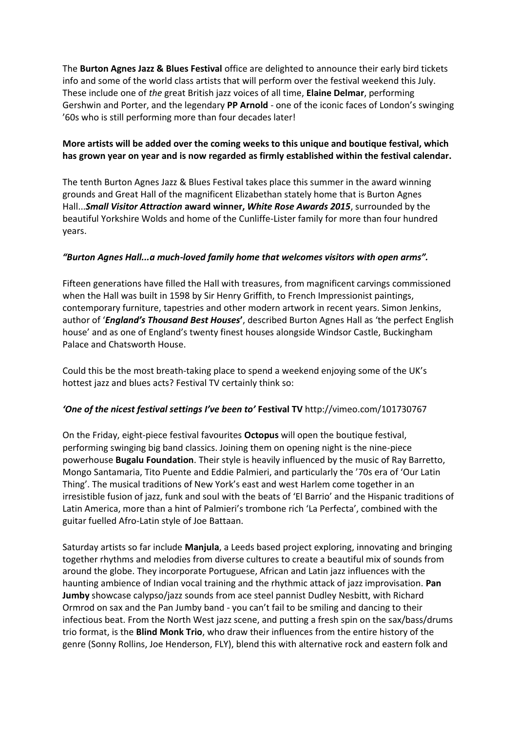The **Burton Agnes Jazz & Blues Festival** office are delighted to announce their early bird tickets info and some of the world class artists that will perform over the festival weekend this July. These include one of *the* great British jazz voices of all time, **Elaine Delmar**, performing Gershwin and Porter, and the legendary **PP Arnold** - one of the iconic faces of London's swinging '60s who is still performing more than four decades later!

**More artists will be added over the coming weeks to this unique and boutique festival, which has grown year on year and is now regarded as firmly established within the festival calendar.**

The tenth Burton Agnes Jazz & Blues Festival takes place this summer in the award winning grounds and Great Hall of the magnificent Elizabethan stately home that is Burton Agnes Hall...***Small Visitor Attraction* award winner, *White Rose Awards 2015***, surrounded by the beautiful Yorkshire Wolds and home of the Cunliffe-Lister family for more than four hundred years.

***"Burton Agnes Hall...a much-loved family home that welcomes visitors with open arms".***

Fifteen generations have filled the Hall with treasures, from magnificent carvings commissioned when the Hall was built in 1598 by Sir Henry Griffith, to French Impressionist paintings, contemporary furniture, tapestries and other modern artwork in recent years. Simon Jenkins, author of '***England's Thousand Best Houses*'**, described Burton Agnes Hall as 'the perfect English house' and as one of England's twenty finest houses alongside Windsor Castle, Buckingham Palace and Chatsworth House.

Could this be the most breath-taking place to spend a weekend enjoying some of the UK's hottest jazz and blues acts? Festival TV certainly think so:

***'One of the nicest festival settings I've been to'* Festival TV** http://vimeo.com/101730767

On the Friday, eight-piece festival favourites **Octopus** will open the boutique festival, performing swinging big band classics. Joining them on opening night is the nine-piece powerhouse **Bugalu Foundation**. Their style is heavily influenced by the music of Ray Barretto, Mongo Santamaria, Tito Puente and Eddie Palmieri, and particularly the '70s era of 'Our Latin Thing'. The musical traditions of New York's east and west Harlem come together in an irresistible fusion of jazz, funk and soul with the beats of 'El Barrio' and the Hispanic traditions of Latin America, more than a hint of Palmieri's trombone rich 'La Perfecta', combined with the guitar fuelled Afro-Latin style of Joe Battaan.

Saturday artists so far include **Manjula**, a Leeds based project exploring, innovating and bringing together rhythms and melodies from diverse cultures to create a beautiful mix of sounds from around the globe. They incorporate Portuguese, African and Latin jazz influences with the haunting ambience of Indian vocal training and the rhythmic attack of jazz improvisation. **Pan Jumby** showcase calypso/jazz sounds from ace steel pannist Dudley Nesbitt, with Richard Ormrod on sax and the Pan Jumby band - you can't fail to be smiling and dancing to their infectious beat. From the North West jazz scene, and putting a fresh spin on the sax/bass/drums trio format, is the **Blind Monk Trio**, who draw their influences from the entire history of the genre (Sonny Rollins, Joe Henderson, FLY), blend this with alternative rock and eastern folk and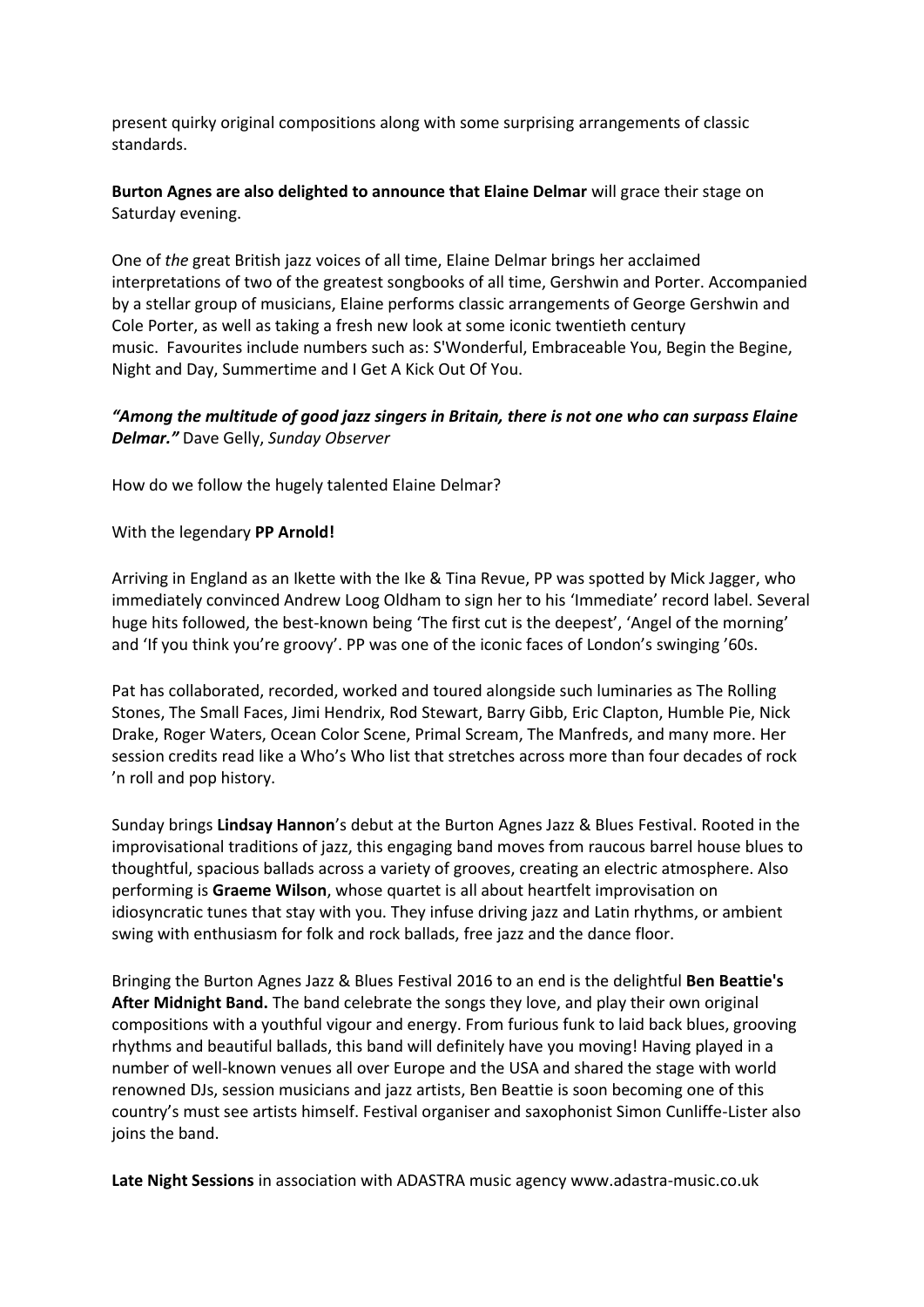present quirky original compositions along with some surprising arrangements of classic standards.

**Burton Agnes are also delighted to announce that Elaine Delmar** will grace their stage on Saturday evening.

One of *the* great British jazz voices of all time, Elaine Delmar brings her acclaimed interpretations of two of the greatest songbooks of all time, Gershwin and Porter. Accompanied by a stellar group of musicians, Elaine performs classic arrangements of George Gershwin and Cole Porter, as well as taking a fresh new look at some iconic twentieth century music. Favourites include numbers such as: S'Wonderful, Embraceable You, Begin the Begine, Night and Day, Summertime and I Get A Kick Out Of You.

***"Among the multitude of good jazz singers in Britain, there is not one who can surpass Elaine Delmar."*** Dave Gelly, *Sunday Observer*

How do we follow the hugely talented Elaine Delmar?

With the legendary **PP Arnold!**

Arriving in England as an Ikette with the Ike & Tina Revue, PP was spotted by Mick Jagger, who immediately convinced Andrew Loog Oldham to sign her to his 'Immediate' record label. Several huge hits followed, the best-known being 'The first cut is the deepest', 'Angel of the morning' and 'If you think you're groovy'. PP was one of the iconic faces of London's swinging '60s.

Pat has collaborated, recorded, worked and toured alongside such luminaries as The Rolling Stones, The Small Faces, Jimi Hendrix, Rod Stewart, Barry Gibb, Eric Clapton, Humble Pie, Nick Drake, Roger Waters, Ocean Color Scene, Primal Scream, The Manfreds, and many more. Her session credits read like a Who's Who list that stretches across more than four decades of rock 'n roll and pop history.

Sunday brings **Lindsay Hannon**'s debut at the Burton Agnes Jazz & Blues Festival. Rooted in the improvisational traditions of jazz, this engaging band moves from raucous barrel house blues to thoughtful, spacious ballads across a variety of grooves, creating an electric atmosphere. Also performing is **Graeme Wilson**, whose quartet is all about heartfelt improvisation on idiosyncratic tunes that stay with you. They infuse driving jazz and Latin rhythms, or ambient swing with enthusiasm for folk and rock ballads, free jazz and the dance floor.

Bringing the Burton Agnes Jazz & Blues Festival 2016 to an end is the delightful **Ben Beattie's After Midnight Band.** The band celebrate the songs they love, and play their own original compositions with a youthful vigour and energy. From furious funk to laid back blues, grooving rhythms and beautiful ballads, this band will definitely have you moving! Having played in a number of well-known venues all over Europe and the USA and shared the stage with world renowned DJs, session musicians and jazz artists, Ben Beattie is soon becoming one of this country's must see artists himself. Festival organiser and saxophonist Simon Cunliffe-Lister also joins the band.

**Late Night Sessions** in association with ADASTRA music agency www.adastra-music.co.uk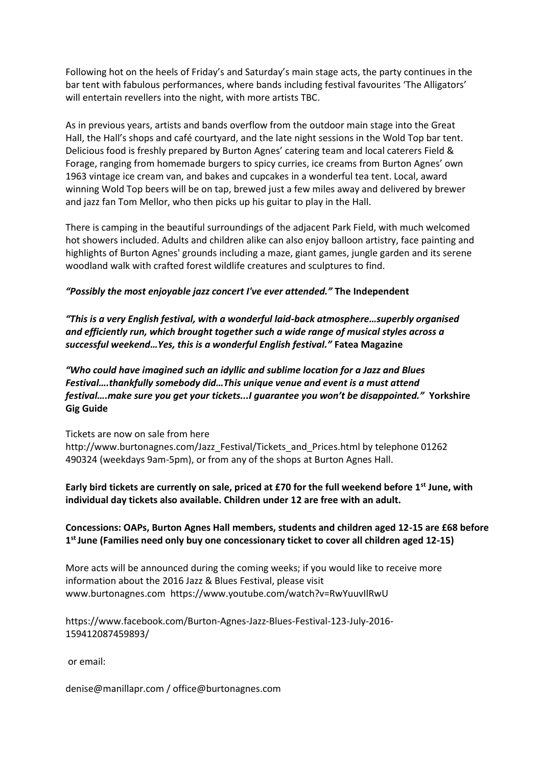Following hot on the heels of Friday's and Saturday's main stage acts, the party continues in the bar tent with fabulous performances, where bands including festival favourites 'The Alligators' will entertain revellers into the night, with more artists TBC.

As in previous years, artists and bands overflow from the outdoor main stage into the Great Hall, the Hall's shops and café courtyard, and the late night sessions in the Wold Top bar tent. Delicious food is freshly prepared by Burton Agnes' catering team and local caterers Field & Forage, ranging from homemade burgers to spicy curries, ice creams from Burton Agnes' own 1963 vintage ice cream van, and bakes and cupcakes in a wonderful tea tent. Local, award winning Wold Top beers will be on tap, brewed just a few miles away and delivered by brewer and jazz fan Tom Mellor, who then picks up his guitar to play in the Hall.

There is camping in the beautiful surroundings of the adjacent Park Field, with much welcomed hot showers included. Adults and children alike can also enjoy balloon artistry, face painting and highlights of Burton Agnes' grounds including a maze, giant games, jungle garden and its serene woodland walk with crafted forest wildlife creatures and sculptures to find.

***"Possibly the most enjoyable jazz concert I've ever attended."*** **The Independent**

***"This is a very English festival, with a wonderful laid-back atmosphere…superbly organised and efficiently run, which brought together such a wide range of musical styles across a successful weekend…Yes, this is a wonderful English festival."*** **Fatea Magazine**

***"Who could have imagined such an idyllic and sublime location for a Jazz and Blues Festival….thankfully somebody did…This unique venue and event is a must attend festival….make sure you get your tickets...I guarantee you won't be disappointed."*** **Yorkshire Gig Guide**

Tickets are now on sale from here http://www.burtonagnes.com/Jazz_Festival/Tickets_and_Prices.html by telephone 01262 490324 (weekdays 9am-5pm), or from any of the shops at Burton Agnes Hall.

**Early bird tickets are currently on sale, priced at £70 for the full weekend before 1st June, with individual day tickets also available. Children under 12 are free with an adult.**

**Concessions: OAPs, Burton Agnes Hall members, students and children aged 12-15 are £68 before 1st June (Families need only buy one concessionary ticket to cover all children aged 12-15)**

More acts will be announced during the coming weeks; if you would like to receive more information about the 2016 Jazz & Blues Festival, please visit www.burtonagnes.com https://www.youtube.com/watch?v=RwYuuvIlRwU

https://www.facebook.com/Burton-Agnes-Jazz-Blues-Festival-123-July-2016-159412087459893/

or email:

denise@manillapr.com / office@burtonagnes.com